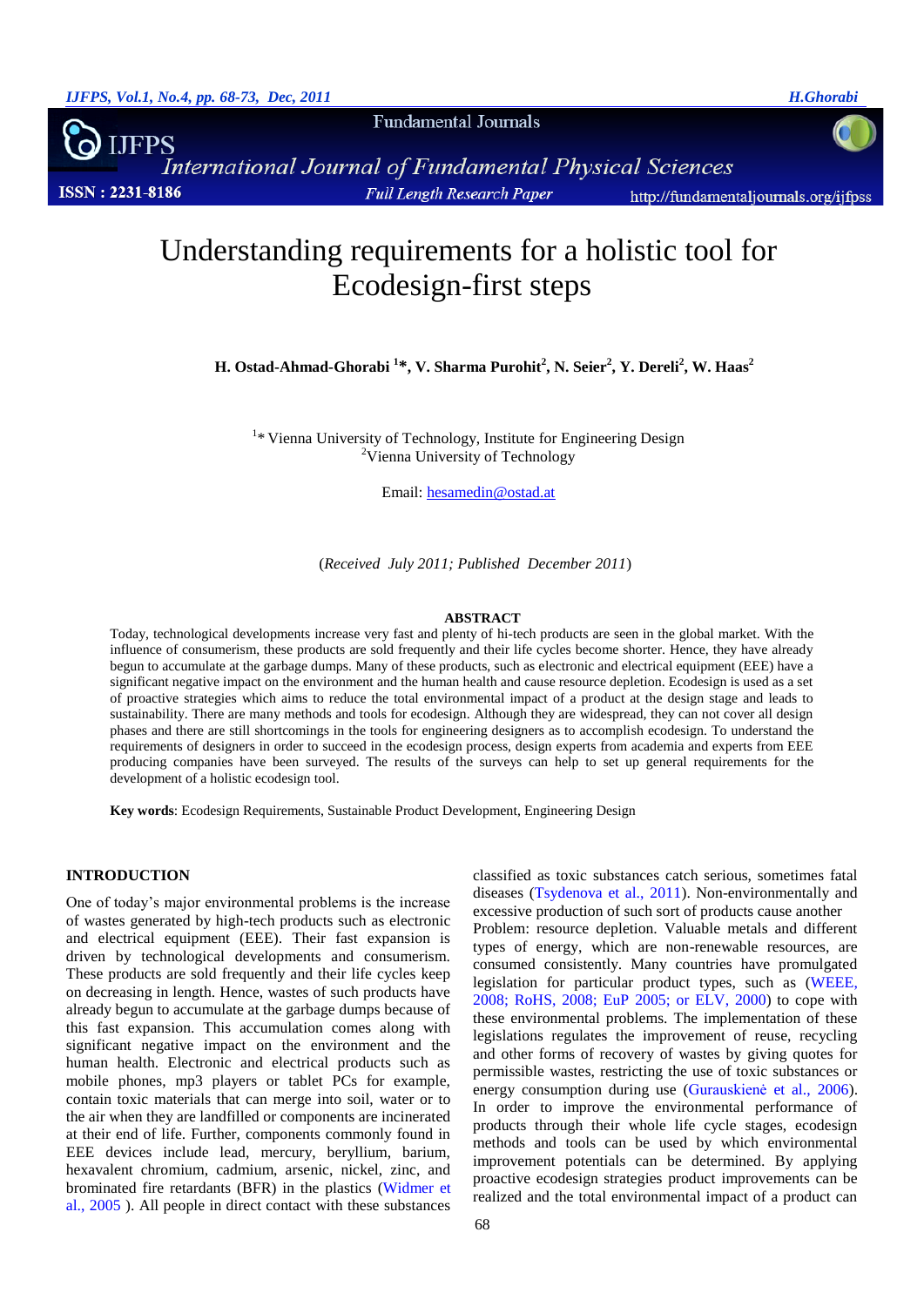# Understanding requirements for a holistic tool for Ecodesign-first steps

**H. Ostad-Ahmad-Ghorabi [1]\*, V. Sharma Purohit[2], N. Seier[2], Y. Dereli[2], W. Haas[2]**

[1]\* Vienna University of Technology, Institute for Engineering Design
[2]Vienna University of Technology

Email: hesamedin@ostad.at

(*Received July 2011; Published December 2011*)

## ABSTRACT

Today, technological developments increase very fast and plenty of hi-tech products are seen in the global market. With the influence of consumerism, these products are sold frequently and their life cycles become shorter. Hence, they have already begun to accumulate at the garbage dumps. Many of these products, such as electronic and electrical equipment (EEE) have a significant negative impact on the environment and the human health and cause resource depletion. Ecodesign is used as a set of proactive strategies which aims to reduce the total environmental impact of a product at the design stage and leads to sustainability. There are many methods and tools for ecodesign. Although they are widespread, they can not cover all design phases and there are still shortcomings in the tools for engineering designers as to accomplish ecodesign. To understand the requirements of designers in order to succeed in the ecodesign process, design experts from academia and experts from EEE producing companies have been surveyed. The results of the surveys can help to set up general requirements for the development of a holistic ecodesign tool.

**Key words**: Ecodesign Requirements, Sustainable Product Development, Engineering Design

## INTRODUCTION

One of today's major environmental problems is the increase of wastes generated by high-tech products such as electronic and electrical equipment (EEE). Their fast expansion is driven by technological developments and consumerism. These products are sold frequently and their life cycles keep on decreasing in length. Hence, wastes of such products have already begun to accumulate at the garbage dumps because of this fast expansion. This accumulation comes along with significant negative impact on the environment and the human health. Electronic and electrical products such as mobile phones, mp3 players or tablet PCs for example, contain toxic materials that can merge into soil, water or to the air when they are landfilled or components are incinerated at their end of life. Further, components commonly found in EEE devices include lead, mercury, beryllium, barium, hexavalent chromium, cadmium, arsenic, nickel, zinc, and brominated fire retardants (BFR) in the plastics (Widmer et al., 2005 ). All people in direct contact with these substances classified as toxic substances catch serious, sometimes fatal diseases (Tsydenova et al., 2011). Non-environmentally and excessive production of such sort of products cause another Problem: resource depletion. Valuable metals and different types of energy, which are non-renewable resources, are consumed consistently. Many countries have promulgated legislation for particular product types, such as (WEEE, 2008; RoHS, 2008; EuP 2005; or ELV, 2000) to cope with these environmental problems. The implementation of these legislations regulates the improvement of reuse, recycling and other forms of recovery of wastes by giving quotes for permissible wastes, restricting the use of toxic substances or energy consumption during use (Gurauskienė et al., 2006). In order to improve the environmental performance of products through their whole life cycle stages, ecodesign methods and tools can be used by which environmental improvement potentials can be determined. By applying proactive ecodesign strategies product improvements can be realized and the total environmental impact of a product can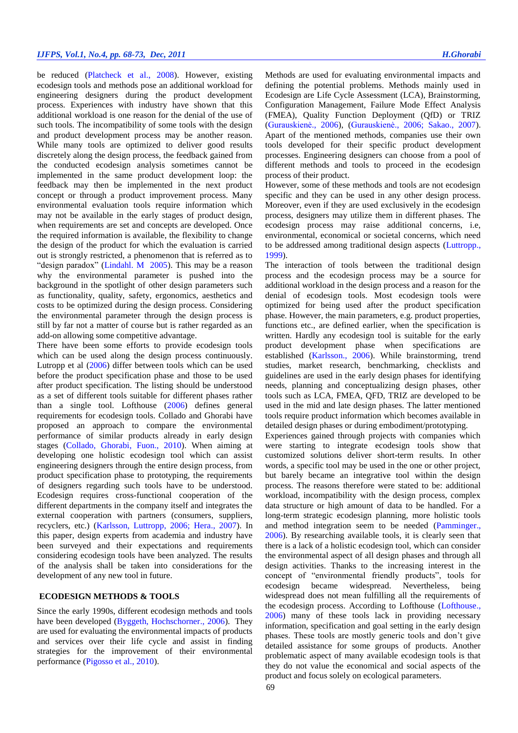be reduced (Platcheck et al., 2008). However, existing ecodesign tools and methods pose an additional workload for engineering designers during the product development process. Experiences with industry have shown that this additional workload is one reason for the denial of the use of such tools. The incompatibility of some tools with the design and product development process may be another reason. While many tools are optimized to deliver good results discretely along the design process, the feedback gained from the conducted ecodesign analysis sometimes cannot be implemented in the same product development loop: the feedback may then be implemented in the next product concept or through a product improvement process. Many environmental evaluation tools require information which may not be available in the early stages of product design, when requirements are set and concepts are developed. Once the required information is available, the flexibility to change the design of the product for which the evaluation is carried out is strongly restricted, a phenomenon that is referred as to "design paradox" (Lindahl. M 2005). This may be a reason why the environmental parameter is pushed into the background in the spotlight of other design parameters such as functionality, quality, safety, ergonomics, aesthetics and costs to be optimized during the design process. Considering the environmental parameter through the design process is still by far not a matter of course but is rather regarded as an add-on allowing some competitive advantage.

There have been some efforts to provide ecodesign tools which can be used along the design process continuously. Lutropp et al (2006) differ between tools which can be used before the product specification phase and those to be used after product specification. The listing should be understood as a set of different tools suitable for different phases rather than a single tool. Lofthouse (2006) defines general requirements for ecodesign tools. Collado and Ghorabi have proposed an approach to compare the environmental performance of similar products already in early design stages (Collado, Ghorabi, Fuon., 2010). When aiming at developing one holistic ecodesign tool which can assist engineering designers through the entire design process, from product specification phase to prototyping, the requirements of designers regarding such tools have to be understood. Ecodesign requires cross-functional cooperation of the different departments in the company itself and integrates the external cooperation with partners (consumers, suppliers, recyclers, etc.) (Karlsson, Luttropp, 2006; Hera., 2007). In this paper, design experts from academia and industry have been surveyed and their expectations and requirements considering ecodesign tools have been analyzed. The results of the analysis shall be taken into considerations for the development of any new tool in future.

## ECODESIGN METHODS & TOOLS

Since the early 1990s, different ecodesign methods and tools have been developed (Byggeth, Hochschorner., 2006). They are used for evaluating the environmental impacts of products and services over their life cycle and assist in finding strategies for the improvement of their environmental performance (Pigosso et al., 2010).

Methods are used for evaluating environmental impacts and defining the potential problems. Methods mainly used in Ecodesign are Life Cycle Assessment (LCA), Brainstorming, Configuration Management, Failure Mode Effect Analysis (FMEA), Quality Function Deployment (QfD) or TRIZ (Gurauskienė., 2006), (Gurauskienė., 2006; Sakao., 2007). Apart of the mentioned methods, companies use their own tools developed for their specific product development processes. Engineering designers can choose from a pool of different methods and tools to proceed in the ecodesign process of their product.

However, some of these methods and tools are not ecodesign specific and they can be used in any other design process. Moreover, even if they are used exclusively in the ecodesign process, designers may utilize them in different phases. The ecodesign process may raise additional concerns, i.e, environmental, economical or societal concerns, which need to be addressed among traditional design aspects (Luttropp., 1999).

The interaction of tools between the traditional design process and the ecodesign process may be a source for additional workload in the design process and a reason for the denial of ecodesign tools. Most ecodesign tools were optimized for being used after the product specification phase. However, the main parameters, e.g. product properties, functions etc., are defined earlier, when the specification is written. Hardly any ecodesign tool is suitable for the early product development phase when specifications are established (Karlsson., 2006). While brainstorming, trend studies, market research, benchmarking, checklists and guidelines are used in the early design phases for identifying needs, planning and conceptualizing design phases, other tools such as LCA, FMEA, QFD, TRIZ are developed to be used in the mid and late design phases. The latter mentioned tools require product information which becomes available in detailed design phases or during embodiment/prototyping.

Experiences gained through projects with companies which were starting to integrate ecodesign tools show that customized solutions deliver short-term results. In other words, a specific tool may be used in the one or other project, but barely became an integrative tool within the design process. The reasons therefore were stated to be: additional workload, incompatibility with the design process, complex data structure or high amount of data to be handled. For a long-term strategic ecodesign planning, more holistic tools and method integration seem to be needed (Pamminger., 2006). By researching available tools, it is clearly seen that there is a lack of a holistic ecodesign tool, which can consider the environmental aspect of all design phases and through all design activities. Thanks to the increasing interest in the concept of "environmental friendly products", tools for ecodesign became widespread. Nevertheless, being widespread does not mean fulfilling all the requirements of the ecodesign process. According to Lofthouse (Lofthouse., 2006) many of these tools lack in providing necessary information, specification and goal setting in the early design phases. These tools are mostly generic tools and don't give detailed assistance for some groups of products. Another problematic aspect of many available ecodesign tools is that they do not value the economical and social aspects of the product and focus solely on ecological parameters.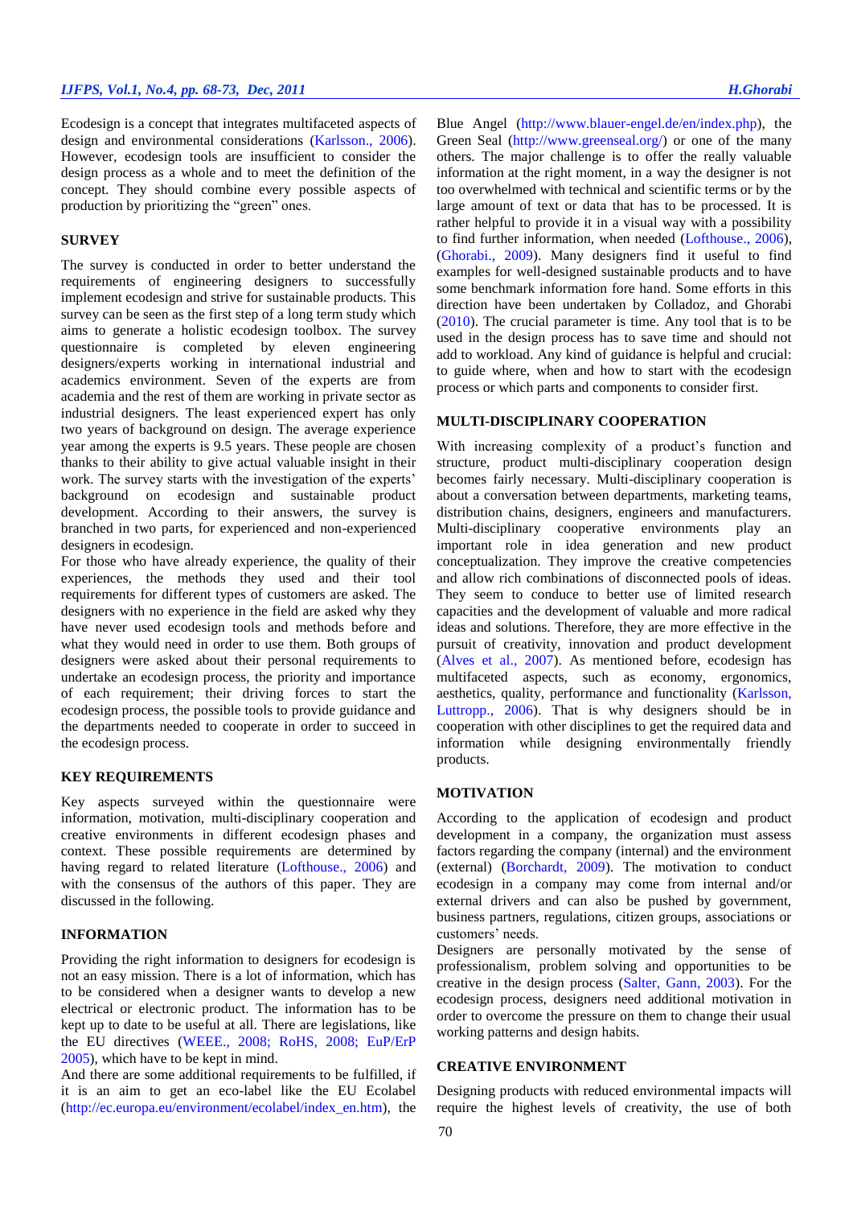Ecodesign is a concept that integrates multifaceted aspects of design and environmental considerations (Karlsson., 2006). However, ecodesign tools are insufficient to consider the design process as a whole and to meet the definition of the concept. They should combine every possible aspects of production by prioritizing the "green" ones.

## SURVEY

The survey is conducted in order to better understand the requirements of engineering designers to successfully implement ecodesign and strive for sustainable products. This survey can be seen as the first step of a long term study which aims to generate a holistic ecodesign toolbox. The survey questionnaire is completed by eleven engineering designers/experts working in international industrial and academics environment. Seven of the experts are from academia and the rest of them are working in private sector as industrial designers. The least experienced expert has only two years of background on design. The average experience year among the experts is 9.5 years. These people are chosen thanks to their ability to give actual valuable insight in their work. The survey starts with the investigation of the experts' background on ecodesign and sustainable product development. According to their answers, the survey is branched in two parts, for experienced and non-experienced designers in ecodesign.

For those who have already experience, the quality of their experiences, the methods they used and their tool requirements for different types of customers are asked. The designers with no experience in the field are asked why they have never used ecodesign tools and methods before and what they would need in order to use them. Both groups of designers were asked about their personal requirements to undertake an ecodesign process, the priority and importance of each requirement; their driving forces to start the ecodesign process, the possible tools to provide guidance and the departments needed to cooperate in order to succeed in the ecodesign process.

## KEY REQUIREMENTS

Key aspects surveyed within the questionnaire were information, motivation, multi-disciplinary cooperation and creative environments in different ecodesign phases and context. These possible requirements are determined by having regard to related literature (Lofthouse., 2006) and with the consensus of the authors of this paper. They are discussed in the following.

## INFORMATION

Providing the right information to designers for ecodesign is not an easy mission. There is a lot of information, which has to be considered when a designer wants to develop a new electrical or electronic product. The information has to be kept up to date to be useful at all. There are legislations, like the EU directives (WEEE., 2008; RoHS, 2008; EuP/ErP 2005), which have to be kept in mind.

And there are some additional requirements to be fulfilled, if it is an aim to get an eco-label like the EU Ecolabel (http://ec.europa.eu/environment/ecolabel/index_en.htm), the Blue Angel (http://www.blauer-engel.de/en/index.php), the Green Seal (http://www.greenseal.org/) or one of the many others. The major challenge is to offer the really valuable information at the right moment, in a way the designer is not too overwhelmed with technical and scientific terms or by the large amount of text or data that has to be processed. It is rather helpful to provide it in a visual way with a possibility to find further information, when needed (Lofthouse., 2006), (Ghorabi., 2009). Many designers find it useful to find examples for well-designed sustainable products and to have some benchmark information fore hand. Some efforts in this direction have been undertaken by Colladoz, and Ghorabi (2010). The crucial parameter is time. Any tool that is to be used in the design process has to save time and should not add to workload. Any kind of guidance is helpful and crucial: to guide where, when and how to start with the ecodesign process or which parts and components to consider first.

## MULTI-DISCIPLINARY COOPERATION

With increasing complexity of a product's function and structure, product multi-disciplinary cooperation design becomes fairly necessary. Multi-disciplinary cooperation is about a conversation between departments, marketing teams, distribution chains, designers, engineers and manufacturers. Multi-disciplinary cooperative environments play an important role in idea generation and new product conceptualization. They improve the creative competencies and allow rich combinations of disconnected pools of ideas. They seem to conduce to better use of limited research capacities and the development of valuable and more radical ideas and solutions. Therefore, they are more effective in the pursuit of creativity, innovation and product development (Alves et al., 2007). As mentioned before, ecodesign has multifaceted aspects, such as economy, ergonomics, aesthetics, quality, performance and functionality (Karlsson, Luttropp., 2006). That is why designers should be in cooperation with other disciplines to get the required data and information while designing environmentally friendly products.

## MOTIVATION

According to the application of ecodesign and product development in a company, the organization must assess factors regarding the company (internal) and the environment (external) (Borchardt, 2009). The motivation to conduct ecodesign in a company may come from internal and/or external drivers and can also be pushed by government, business partners, regulations, citizen groups, associations or customers' needs.

Designers are personally motivated by the sense of professionalism, problem solving and opportunities to be creative in the design process (Salter, Gann, 2003). For the ecodesign process, designers need additional motivation in order to overcome the pressure on them to change their usual working patterns and design habits.

## CREATIVE ENVIRONMENT

Designing products with reduced environmental impacts will require the highest levels of creativity, the use of both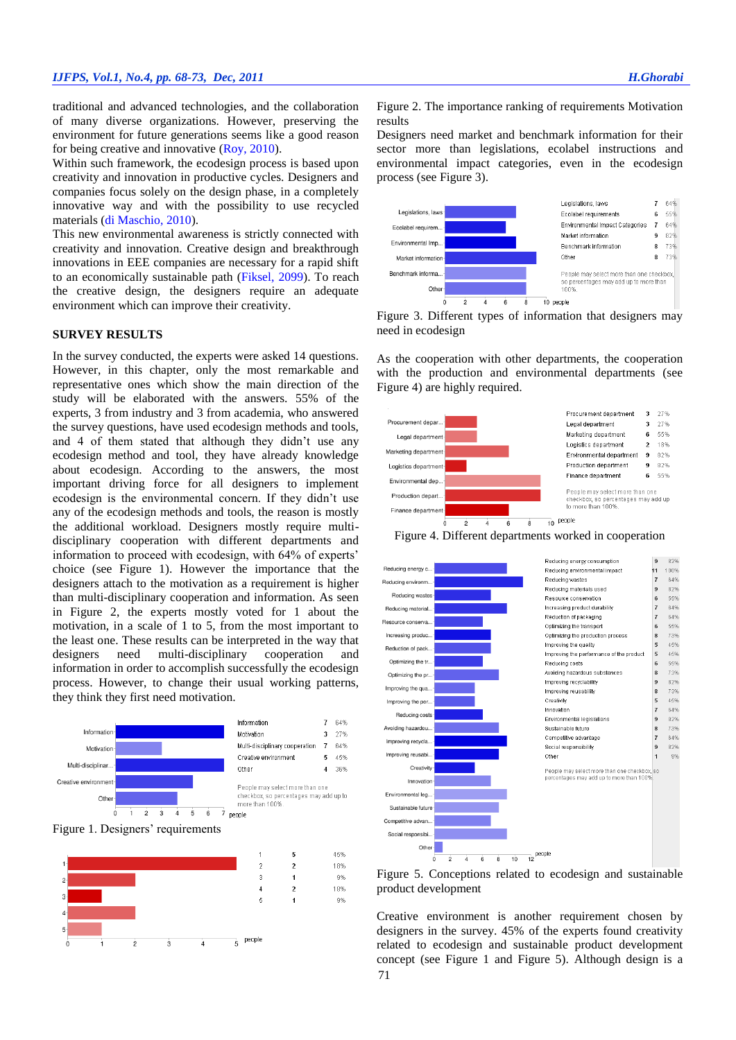traditional and advanced technologies, and the collaboration of many diverse organizations. However, preserving the environment for future generations seems like a good reason for being creative and innovative (Roy, 2010).

Within such framework, the ecodesign process is based upon creativity and innovation in productive cycles. Designers and companies focus solely on the design phase, in a completely innovative way and with the possibility to use recycled materials (di Maschio, 2010).

This new environmental awareness is strictly connected with creativity and innovation. Creative design and breakthrough innovations in EEE companies are necessary for a rapid shift to an economically sustainable path (Fiksel, 2099). To reach the creative design, the designers require an adequate environment which can improve their creativity.

## SURVEY RESULTS

In the survey conducted, the experts were asked 14 questions. However, in this chapter, only the most remarkable and representative ones which show the main direction of the study will be elaborated with the answers. 55% of the experts, 3 from industry and 3 from academia, who answered the survey questions, have used ecodesign methods and tools, and 4 of them stated that although they didn't use any ecodesign method and tool, they have already knowledge about ecodesign. According to the answers, the most important driving force for all designers to implement ecodesign is the environmental concern. If they didn't use any of the ecodesign methods and tools, the reason is mostly the additional workload. Designers mostly require multi-disciplinary cooperation with different departments and information to proceed with ecodesign, with 64% of experts' choice (see Figure 1). However the importance that the designers attach to the motivation as a requirement is higher than multi-disciplinary cooperation and information. As seen in Figure 2, the experts mostly voted for 1 about the motivation, in a scale of 1 to 5, from the most important to the least one. These results can be interpreted in the way that designers need multi-disciplinary cooperation and information in order to accomplish successfully the ecodesign process. However, to change their usual working patterns, they think they first need motivation.

| | | |
|---|---|---|
| Information | 7 | 64% |
| Motivation | 3 | 27% |
| Multi-disciplinary cooperation | 7 | 64% |
| Creative environment | 5 | 45% |
| Other | 4 | 36% |

People may select more than one checkbox, so percentages may add up to more than 100%.

Figure 1. Designers' requirements

| | | |
|---|---|---|
| 1 | 5 | 45% |
| 2 | 2 | 18% |
| 3 | 1 | 9% |
| 4 | 2 | 18% |
| 5 | 1 | 9% |

Figure 2. The importance ranking of requirements Motivation results

Designers need market and benchmark information for their sector more than legislations, ecolabel instructions and environmental impact categories, even in the ecodesign process (see Figure 3).

| | | |
|---|---|---|
| Legislations, laws | 7 | 64% |
| Ecolabel requirements | 6 | 55% |
| Environmental Impact Categories | 7 | 64% |
| Market information | 9 | 82% |
| Benchmark information | 8 | 73% |
| Other | 8 | 73% |

People may select more than one checkbox, so percentages may add up to more than 100%.

Figure 3. Different types of information that designers may need in ecodesign

As the cooperation with other departments, the cooperation with the production and environmental departments (see Figure 4) are highly required.

| | | |
|---|---|---|
| Procurement department | 3 | 27% |
| Legal department | 3 | 27% |
| Marketing department | 6 | 55% |
| Logistics department | 2 | 18% |
| Environmental department | 9 | 82% |
| Production department | 9 | 82% |
| Finance department | 6 | 55% |

People may select more than one checkbox, so percentages may add up to more than 100%.

Figure 4. Different departments worked in cooperation

| | | |
|---|---|---|
| Reducing energy consumption | 9 | 82% |
| Reducing environmental impact | 11 | 100% |
| Reducing wastes | 7 | 64% |
| Reducing materials used | 9 | 82% |
| Resource conservation | 6 | 55% |
| Increasing product durability | 7 | 64% |
| Reduction of packaging | 7 | 64% |
| Optimizing the transport | 6 | 55% |
| Optimizing the production process | 8 | 73% |
| Improving the quality | 5 | 45% |
| Improving the performance of the product | 5 | 45% |
| Reducing costs | 6 | 55% |
| Avoiding hazardous substances | 8 | 73% |
| Improving recyclability | 9 | 82% |
| Improving reusability | 8 | 73% |
| Creativity | 5 | 45% |
| Innovation | 7 | 64% |
| Environmental legislations | 9 | 82% |
| Sustainable future | 8 | 73% |
| Competitive advantage | 7 | 64% |
| Social responsibility | 9 | 82% |
| Other | 1 | 9% |

People may select more than one checkbox, so percentages may add up to more than 100%.

Figure 5. Conceptions related to ecodesign and sustainable product development

Creative environment is another requirement chosen by designers in the survey. 45% of the experts found creativity related to ecodesign and sustainable product development concept (see Figure 1 and Figure 5). Although design is a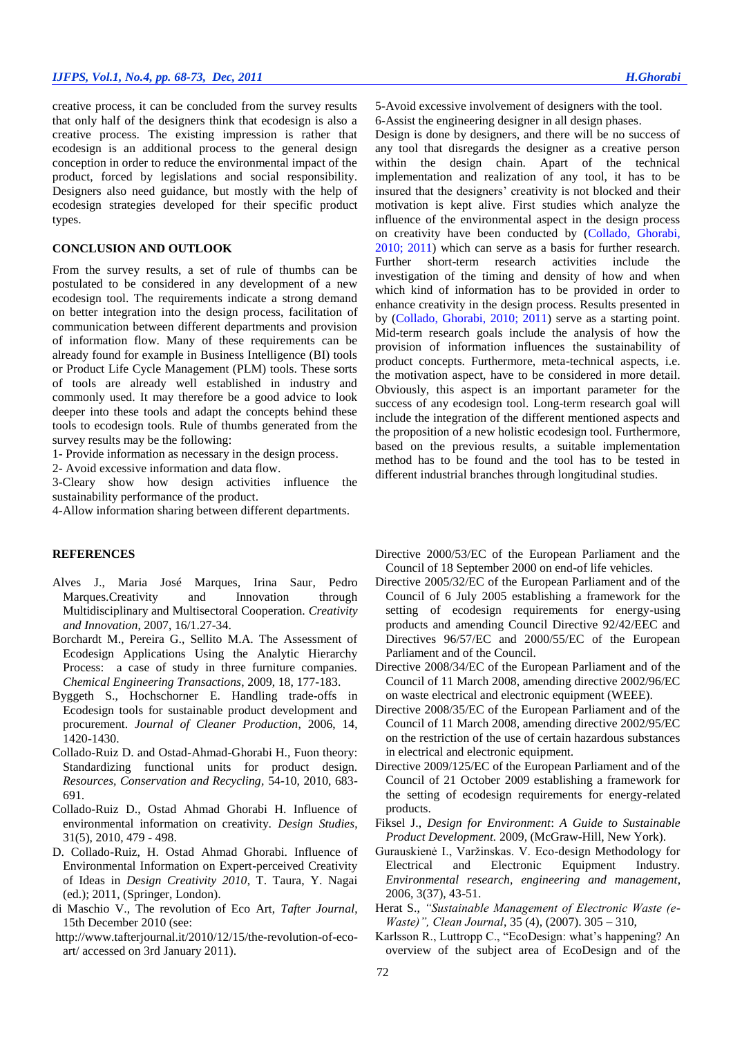creative process, it can be concluded from the survey results that only half of the designers think that ecodesign is also a creative process. The existing impression is rather that ecodesign is an additional process to the general design conception in order to reduce the environmental impact of the product, forced by legislations and social responsibility. Designers also need guidance, but mostly with the help of ecodesign strategies developed for their specific product types.

## CONCLUSION AND OUTLOOK

From the survey results, a set of rule of thumbs can be postulated to be considered in any development of a new ecodesign tool. The requirements indicate a strong demand on better integration into the design process, facilitation of communication between different departments and provision of information flow. Many of these requirements can be already found for example in Business Intelligence (BI) tools or Product Life Cycle Management (PLM) tools. These sorts of tools are already well established in industry and commonly used. It may therefore be a good advice to look deeper into these tools and adapt the concepts behind these tools to ecodesign tools. Rule of thumbs generated from the survey results may be the following:

1- Provide information as necessary in the design process.

2- Avoid excessive information and data flow.

3-Cleary show how design activities influence the sustainability performance of the product.

4-Allow information sharing between different departments.

5-Avoid excessive involvement of designers with the tool.

6-Assist the engineering designer in all design phases.

Design is done by designers, and there will be no success of any tool that disregards the designer as a creative person within the design chain. Apart of the technical implementation and realization of any tool, it has to be insured that the designers' creativity is not blocked and their motivation is kept alive. First studies which analyze the influence of the environmental aspect in the design process on creativity have been conducted by (Collado, Ghorabi, 2010; 2011) which can serve as a basis for further research. Further short-term research activities include the investigation of the timing and density of how and when which kind of information has to be provided in order to enhance creativity in the design process. Results presented in by (Collado, Ghorabi, 2010; 2011) serve as a starting point. Mid-term research goals include the analysis of how the provision of information influences the sustainability of product concepts. Furthermore, meta-technical aspects, i.e. the motivation aspect, have to be considered in more detail. Obviously, this aspect is an important parameter for the success of any ecodesign tool. Long-term research goal will include the integration of the different mentioned aspects and the proposition of a new holistic ecodesign tool. Furthermore, based on the previous results, a suitable implementation method has to be found and the tool has to be tested in different industrial branches through longitudinal studies.

## REFERENCES

Alves J., Maria José Marques, Irina Saur, Pedro Marques.Creativity and Innovation through Multidisciplinary and Multisectoral Cooperation. *Creativity and Innovation*, 2007, 16/1.27-34.

Borchardt M., Pereira G., Sellito M.A. The Assessment of Ecodesign Applications Using the Analytic Hierarchy Process: a case of study in three furniture companies. *Chemical Engineering Transactions*, 2009, 18, 177-183.

Byggeth S., Hochschorner E. Handling trade-offs in Ecodesign tools for sustainable product development and procurement. *Journal of Cleaner Production*, 2006, 14, 1420-1430.

Collado-Ruiz D. and Ostad-Ahmad-Ghorabi H., Fuon theory: Standardizing functional units for product design. *Resources, Conservation and Recycling*, 54-10, 2010, 683-691.

Collado-Ruiz D., Ostad Ahmad Ghorabi H. Influence of environmental information on creativity. *Design Studies*, 31(5), 2010, 479 - 498.

D. Collado-Ruiz, H. Ostad Ahmad Ghorabi. Influence of Environmental Information on Expert-perceived Creativity of Ideas in *Design Creativity 2010*, T. Taura, Y. Nagai (ed.); 2011, (Springer, London).

di Maschio V., The revolution of Eco Art, *Tafter Journal*, 15th December 2010 (see:
http://www.tafterjournal.it/2010/12/15/the-revolution-of-eco-art/ accessed on 3rd January 2011).

Directive 2000/53/EC of the European Parliament and the Council of 18 September 2000 on end-of life vehicles.

Directive 2005/32/EC of the European Parliament and of the Council of 6 July 2005 establishing a framework for the setting of ecodesign requirements for energy-using products and amending Council Directive 92/42/EEC and Directives 96/57/EC and 2000/55/EC of the European Parliament and of the Council.

Directive 2008/34/EC of the European Parliament and of the Council of 11 March 2008, amending directive 2002/96/EC on waste electrical and electronic equipment (WEEE).

Directive 2008/35/EC of the European Parliament and of the Council of 11 March 2008, amending directive 2002/95/EC on the restriction of the use of certain hazardous substances in electrical and electronic equipment.

Directive 2009/125/EC of the European Parliament and of the Council of 21 October 2009 establishing a framework for the setting of ecodesign requirements for energy-related products.

Fiksel J., *Design for Environment*: *A Guide to Sustainable Product Development*. 2009, (McGraw-Hill, New York).

Gurauskienė I., Varžinskas. V. Eco-design Methodology for Electrical and Electronic Equipment Industry. *Environmental research, engineering and management*, 2006, 3(37), 43-51.

Herat S., *"Sustainable Management of Electronic Waste (e-Waste)", Clean Journal*, 35 (4), (2007). 305 – 310,

Karlsson R., Luttropp C., "EcoDesign: what's happening? An overview of the subject area of EcoDesign and of the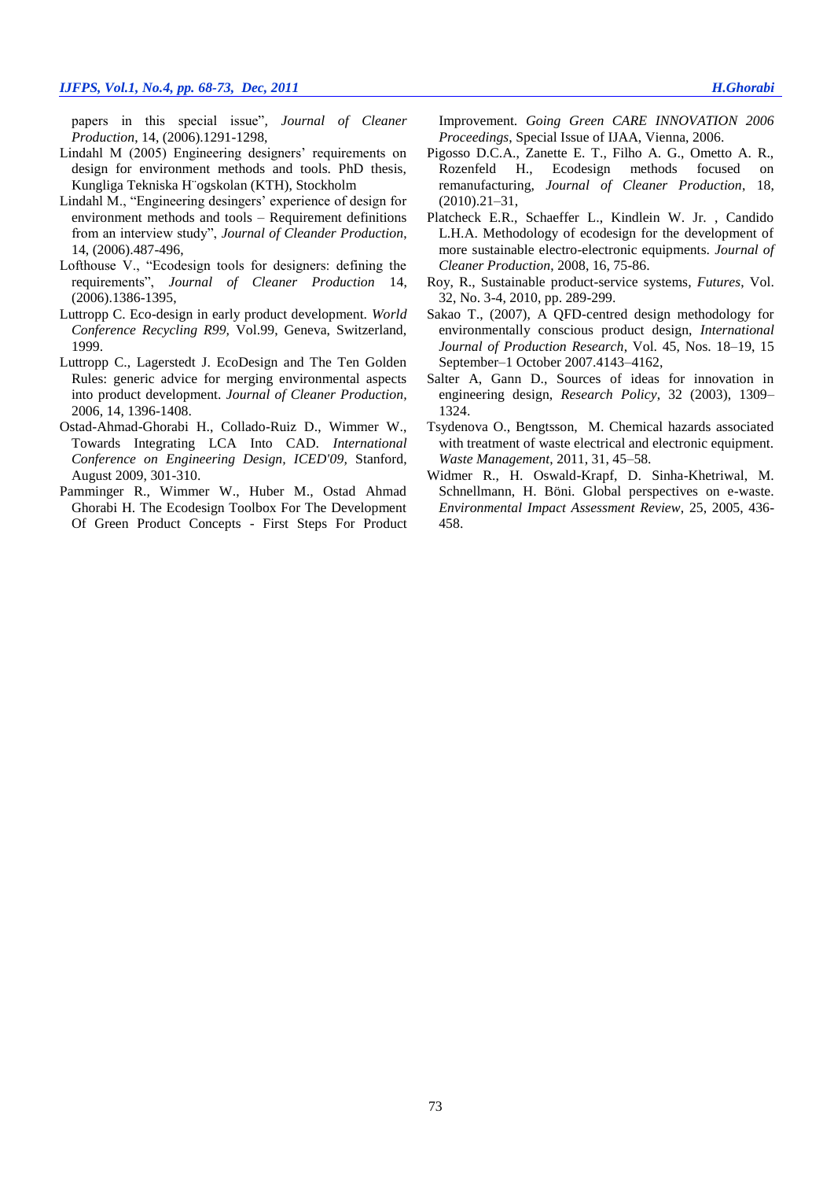papers in this special issue", *Journal of Cleaner Production*, 14, (2006).1291-1298,

Lindahl M (2005) Engineering designers' requirements on design for environment methods and tools. PhD thesis, Kungliga Tekniska H¨ogskolan (KTH), Stockholm

Lindahl M., "Engineering desingers' experience of design for environment methods and tools – Requirement definitions from an interview study", *Journal of Cleander Production*, 14, (2006).487-496,

Lofthouse V., "Ecodesign tools for designers: defining the requirements", *Journal of Cleaner Production* 14, (2006).1386-1395,

Luttropp C. Eco-design in early product development. *World Conference Recycling R99*, Vol.99, Geneva, Switzerland, 1999.

Luttropp C., Lagerstedt J. EcoDesign and The Ten Golden Rules: generic advice for merging environmental aspects into product development. *Journal of Cleaner Production*, 2006, 14, 1396-1408.

Ostad-Ahmad-Ghorabi H., Collado-Ruiz D., Wimmer W., Towards Integrating LCA Into CAD. *International Conference on Engineering Design, ICED'09*, Stanford, August 2009, 301-310.

Pamminger R., Wimmer W., Huber M., Ostad Ahmad Ghorabi H. The Ecodesign Toolbox For The Development Of Green Product Concepts - First Steps For Product Improvement. *Going Green CARE INNOVATION 2006 Proceedings*, Special Issue of IJAA, Vienna, 2006.

Pigosso D.C.A., Zanette E. T., Filho A. G., Ometto A. R., Rozenfeld H., Ecodesign methods focused on remanufacturing, *Journal of Cleaner Production*, 18, (2010).21–31,

Platcheck E.R., Schaeffer L., Kindlein W. Jr. , Candido L.H.A. Methodology of ecodesign for the development of more sustainable electro-electronic equipments. *Journal of Cleaner Production*, 2008, 16, 75-86.

Roy, R., Sustainable product-service systems, *Futures*, Vol. 32, No. 3-4, 2010, pp. 289-299.

Sakao T., (2007), A QFD-centred design methodology for environmentally conscious product design, *International Journal of Production Research*, Vol. 45, Nos. 18–19, 15 September–1 October 2007.4143–4162,

Salter A, Gann D., Sources of ideas for innovation in engineering design, *Research Policy*, 32 (2003), 1309–1324.

Tsydenova O., Bengtsson, M. Chemical hazards associated with treatment of waste electrical and electronic equipment. *Waste Management*, 2011, 31, 45–58.

Widmer R., H. Oswald-Krapf, D. Sinha-Khetriwal, M. Schnellmann, H. Böni. Global perspectives on e-waste. *Environmental Impact Assessment Review*, 25, 2005, 436-458.